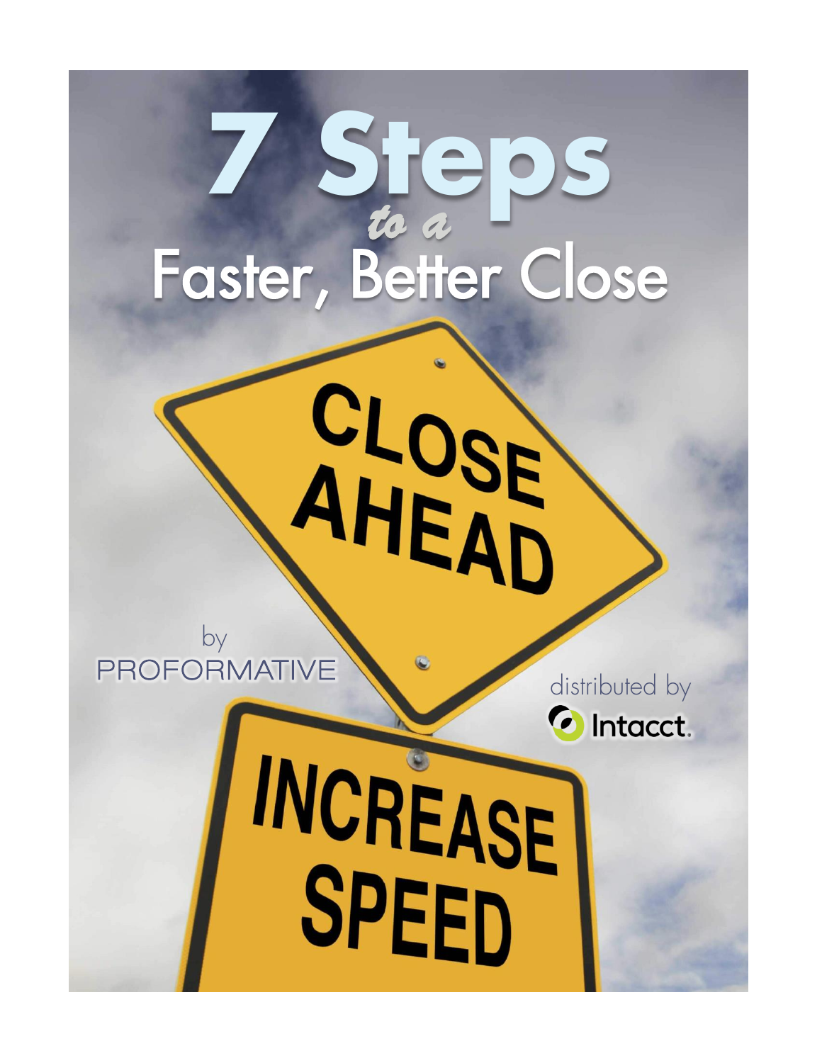# 7 Steps *to a* Faster, Better Close

by PROFORMATIVE

distributed by Intacct.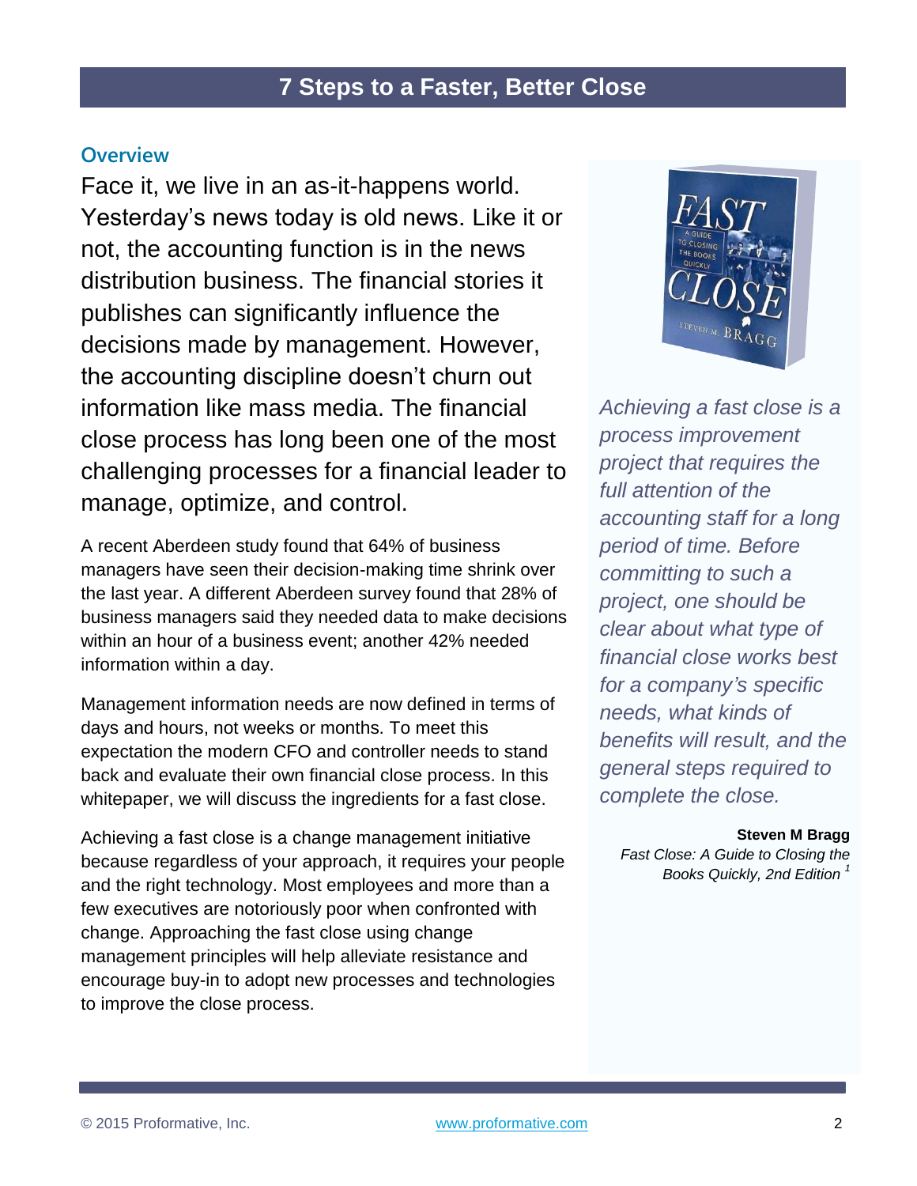# 7 Steps to a Faster, Better Close

## Overview

Face it, we live in an as-it-happens world. Yesterday's news today is old news. Like it or not, the accounting function is in the news distribution business. The financial stories it publishes can significantly influence the decisions made by management. However, the accounting discipline doesn't churn out information like mass media. The financial close process has long been one of the most challenging processes for a financial leader to manage, optimize, and control.

A recent Aberdeen study found that 64% of business managers have seen their decision-making time shrink over the last year. A different Aberdeen survey found that 28% of business managers said they needed data to make decisions within an hour of a business event; another 42% needed information within a day.

Management information needs are now defined in terms of days and hours, not weeks or months. To meet this expectation the modern CFO and controller needs to stand back and evaluate their own financial close process. In this whitepaper, we will discuss the ingredients for a fast close.

Achieving a fast close is a change management initiative because regardless of your approach, it requires your people and the right technology. Most employees and more than a few executives are notoriously poor when confronted with change. Approaching the fast close using change management principles will help alleviate resistance and encourage buy-in to adopt new processes and technologies to improve the close process.

*Achieving a fast close is a process improvement project that requires the full attention of the accounting staff for a long period of time. Before committing to such a project, one should be clear about what type of financial close works best for a company's specific needs, what kinds of benefits will result, and the general steps required to complete the close.*

**Steven M Bragg**
*Fast Close: A Guide to Closing the Books Quickly, 2nd Edition* [1]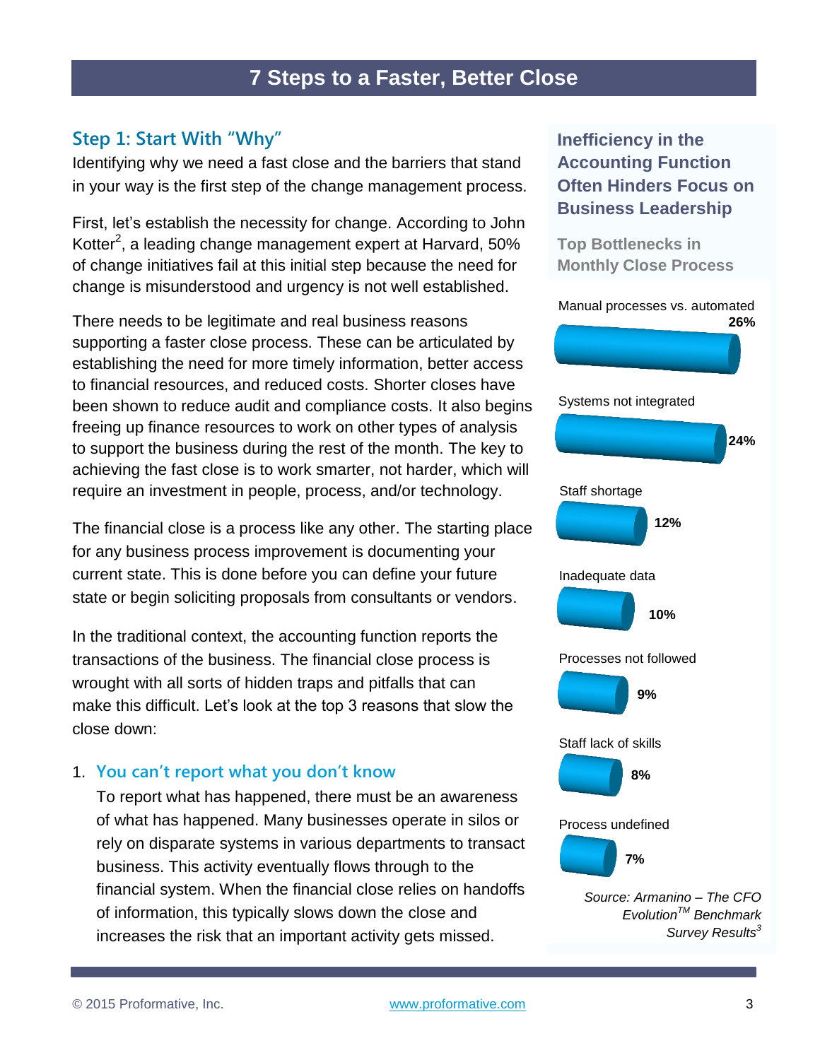# 7 Steps to a Faster, Better Close

## Step 1: Start With "Why"

Identifying why we need a fast close and the barriers that stand in your way is the first step of the change management process.

First, let's establish the necessity for change. According to John Kotter[2], a leading change management expert at Harvard, 50% of change initiatives fail at this initial step because the need for change is misunderstood and urgency is not well established.

There needs to be legitimate and real business reasons supporting a faster close process. These can be articulated by establishing the need for more timely information, better access to financial resources, and reduced costs. Shorter closes have been shown to reduce audit and compliance costs. It also begins freeing up finance resources to work on other types of analysis to support the business during the rest of the month. The key to achieving the fast close is to work smarter, not harder, which will require an investment in people, process, and/or technology.

The financial close is a process like any other. The starting place for any business process improvement is documenting your current state. This is done before you can define your future state or begin soliciting proposals from consultants or vendors.

In the traditional context, the accounting function reports the transactions of the business. The financial close process is wrought with all sorts of hidden traps and pitfalls that can make this difficult. Let's look at the top 3 reasons that slow the close down:

1. **You can't report what you don't know**

   To report what has happened, there must be an awareness of what has happened. Many businesses operate in silos or rely on disparate systems in various departments to transact business. This activity eventually flows through to the financial system. When the financial close relies on handoffs of information, this typically slows down the close and increases the risk that an important activity gets missed.

### Inefficiency in the Accounting Function Often Hinders Focus on Business Leadership

**Top Bottlenecks in Monthly Close Process**

| Bottleneck | Percentage |
| --- | --- |
| Manual processes vs. automated | 26% |
| Systems not integrated | 24% |
| Staff shortage | 12% |
| Inadequate data | 10% |
| Processes not followed | 9% |
| Staff lack of skills | 8% |
| Process undefined | 7% |

*Source: Armanino – The CFO Evolution™ Benchmark Survey Results[3]*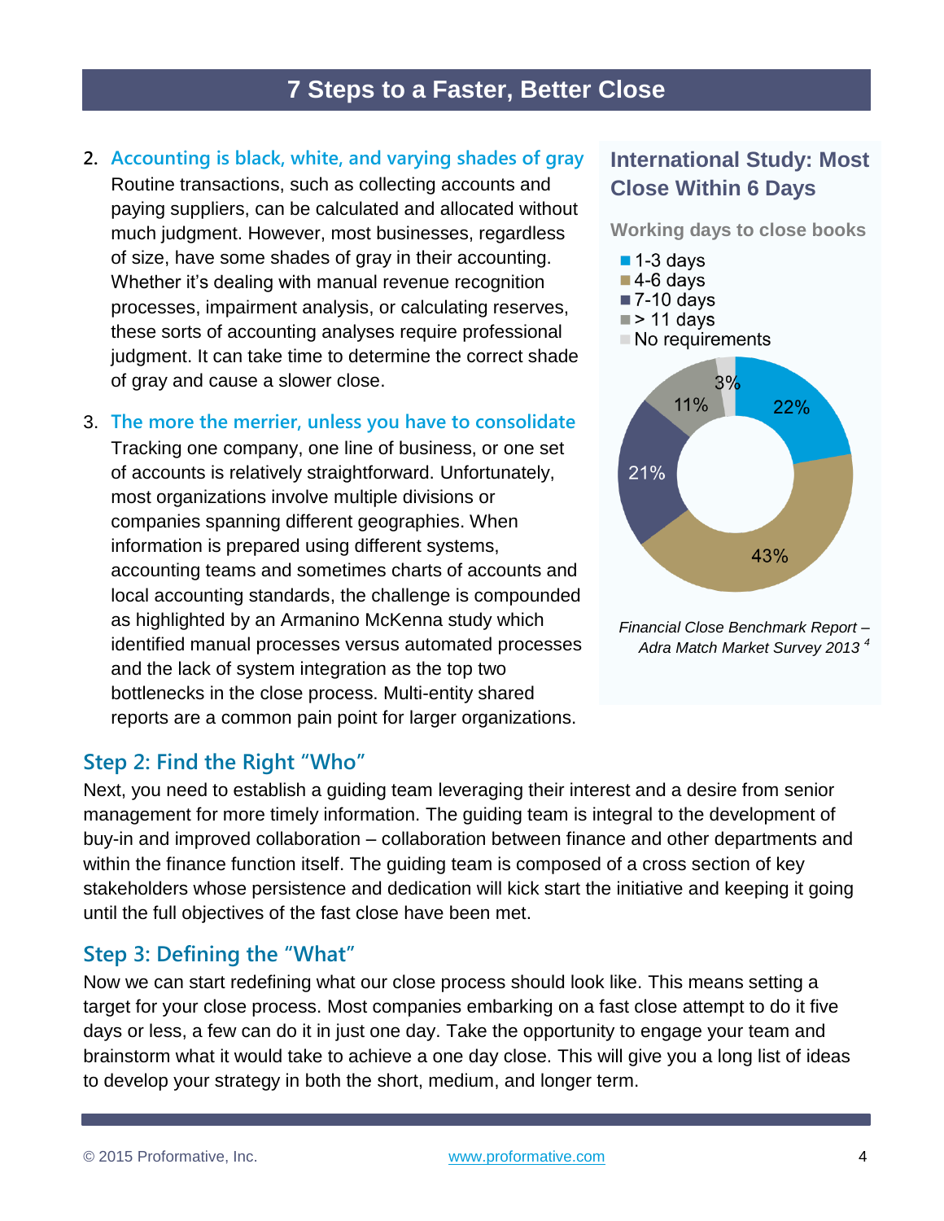# 7 Steps to a Faster, Better Close

2. **Accounting is black, white, and varying shades of gray**
   Routine transactions, such as collecting accounts and paying suppliers, can be calculated and allocated without much judgment. However, most businesses, regardless of size, have some shades of gray in their accounting. Whether it's dealing with manual revenue recognition processes, impairment analysis, or calculating reserves, these sorts of accounting analyses require professional judgment. It can take time to determine the correct shade of gray and cause a slower close.

3. **The more the merrier, unless you have to consolidate**
   Tracking one company, one line of business, or one set of accounts is relatively straightforward. Unfortunately, most organizations involve multiple divisions or companies spanning different geographies. When information is prepared using different systems, accounting teams and sometimes charts of accounts and local accounting standards, the challenge is compounded as highlighted by an Armanino McKenna study which identified manual processes versus automated processes and the lack of system integration as the top two bottlenecks in the close process. Multi-entity shared reports are a common pain point for larger organizations.

### International Study: Most Close Within 6 Days

**Working days to close books**

| Working days | Share |
| --- | --- |
| 1-3 days | 22% |
| 4-6 days | 43% |
| 7-10 days | 21% |
| > 11 days | 11% |
| No requirements | 3% |

*Financial Close Benchmark Report – Adra Match Market Survey 2013* [4]

## Step 2: Find the Right "Who"

Next, you need to establish a guiding team leveraging their interest and a desire from senior management for more timely information. The guiding team is integral to the development of buy-in and improved collaboration – collaboration between finance and other departments and within the finance function itself. The guiding team is composed of a cross section of key stakeholders whose persistence and dedication will kick start the initiative and keeping it going until the full objectives of the fast close have been met.

## Step 3: Defining the "What"

Now we can start redefining what our close process should look like. This means setting a target for your close process. Most companies embarking on a fast close attempt to do it five days or less, a few can do it in just one day. Take the opportunity to engage your team and brainstorm what it would take to achieve a one day close. This will give you a long list of ideas to develop your strategy in both the short, medium, and longer term.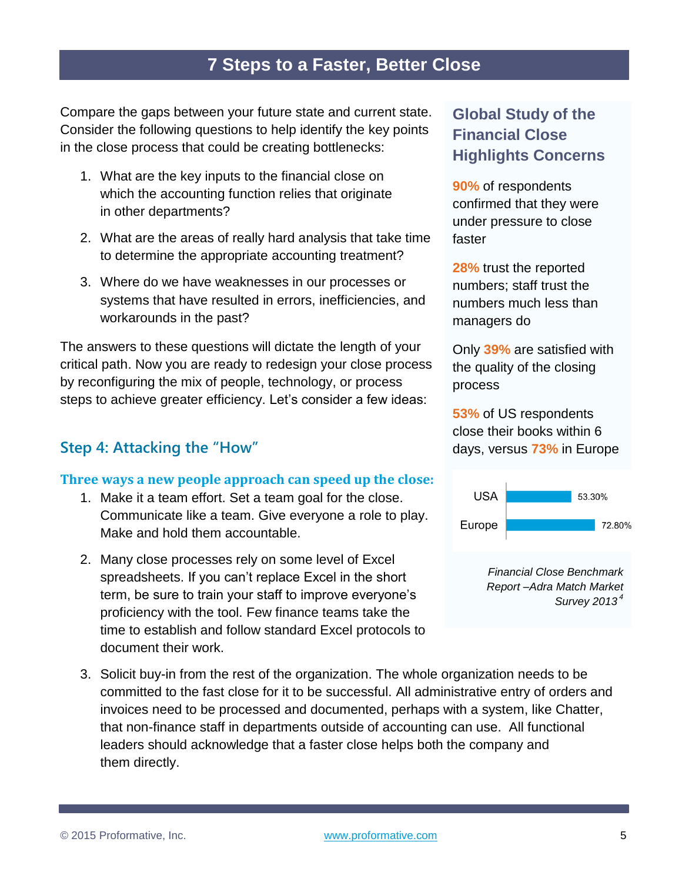# 7 Steps to a Faster, Better Close

Compare the gaps between your future state and current state. Consider the following questions to help identify the key points in the close process that could be creating bottlenecks:

1. What are the key inputs to the financial close on which the accounting function relies that originate in other departments?
2. What are the areas of really hard analysis that take time to determine the appropriate accounting treatment?
3. Where do we have weaknesses in our processes or systems that have resulted in errors, inefficiencies, and workarounds in the past?

The answers to these questions will dictate the length of your critical path. Now you are ready to redesign your close process by reconfiguring the mix of people, technology, or process steps to achieve greater efficiency. Let's consider a few ideas:

## Step 4: Attacking the "How"

### Three ways a new people approach can speed up the close:

1. Make it a team effort. Set a team goal for the close. Communicate like a team. Give everyone a role to play. Make and hold them accountable.
2. Many close processes rely on some level of Excel spreadsheets. If you can't replace Excel in the short term, be sure to train your staff to improve everyone's proficiency with the tool. Few finance teams take the time to establish and follow standard Excel protocols to document their work.
3. Solicit buy-in from the rest of the organization. The whole organization needs to be committed to the fast close for it to be successful. All administrative entry of orders and invoices need to be processed and documented, perhaps with a system, like Chatter, that non-finance staff in departments outside of accounting can use. All functional leaders should acknowledge that a faster close helps both the company and them directly.

### Global Study of the Financial Close Highlights Concerns

**90%** of respondents confirmed that they were under pressure to close faster

**28%** trust the reported numbers; staff trust the numbers much less than managers do

Only **39%** are satisfied with the quality of the closing process

**53%** of US respondents close their books within 6 days, versus **73%** in Europe

| Region | Value |
|---|---|
| USA | 53.30% |
| Europe | 72.80% |

*Financial Close Benchmark Report –Adra Match Market Survey 2013*[4]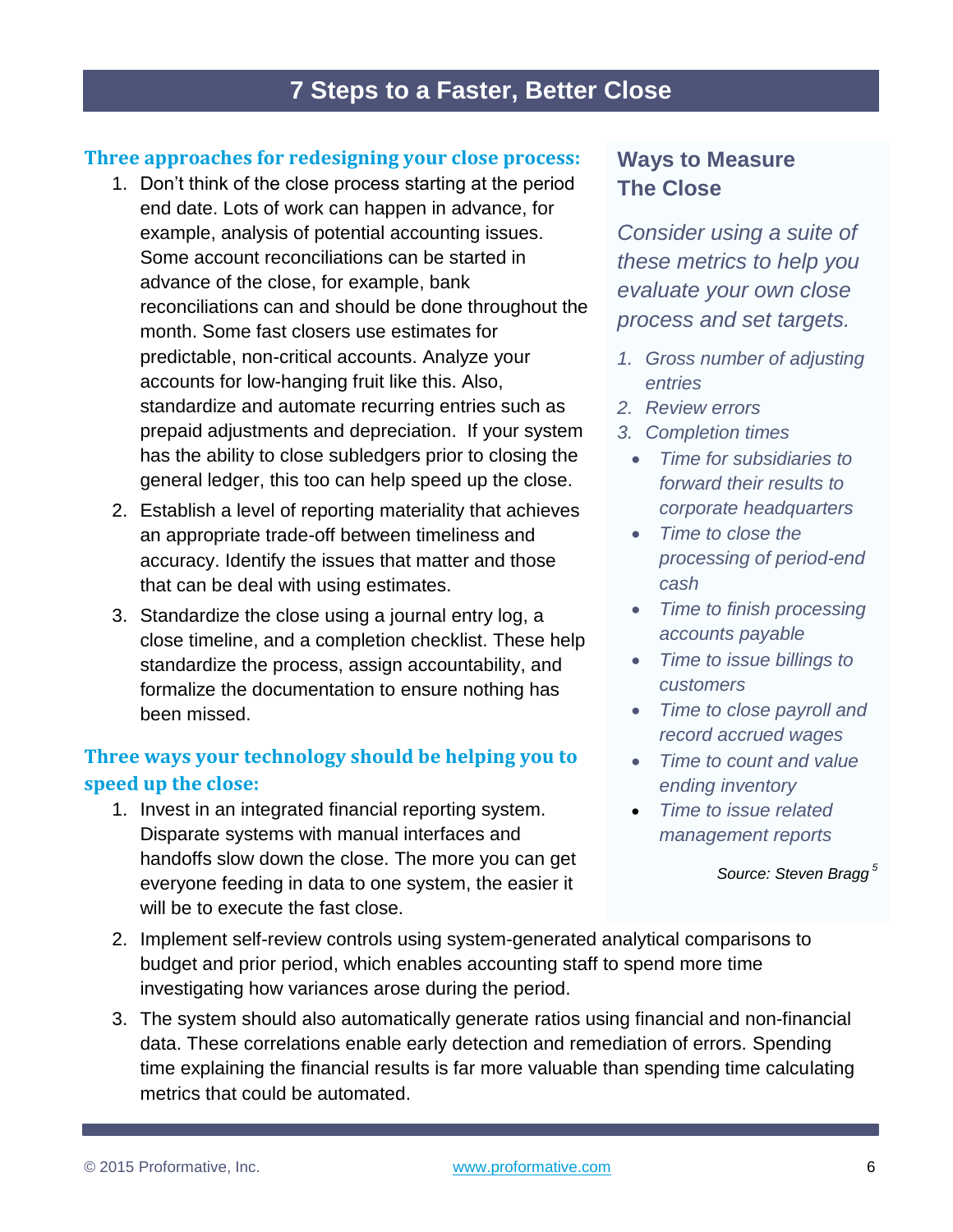# 7 Steps to a Faster, Better Close

### Three approaches for redesigning your close process:

1. Don't think of the close process starting at the period end date. Lots of work can happen in advance, for example, analysis of potential accounting issues. Some account reconciliations can be started in advance of the close, for example, bank reconciliations can and should be done throughout the month. Some fast closers use estimates for predictable, non-critical accounts. Analyze your accounts for low-hanging fruit like this. Also, standardize and automate recurring entries such as prepaid adjustments and depreciation. If your system has the ability to close subledgers prior to closing the general ledger, this too can help speed up the close.
2. Establish a level of reporting materiality that achieves an appropriate trade-off between timeliness and accuracy. Identify the issues that matter and those that can be deal with using estimates.
3. Standardize the close using a journal entry log, a close timeline, and a completion checklist. These help standardize the process, assign accountability, and formalize the documentation to ensure nothing has been missed.

### Three ways your technology should be helping you to speed up the close:

1. Invest in an integrated financial reporting system. Disparate systems with manual interfaces and handoffs slow down the close. The more you can get everyone feeding in data to one system, the easier it will be to execute the fast close.
2. Implement self-review controls using system-generated analytical comparisons to budget and prior period, which enables accounting staff to spend more time investigating how variances arose during the period.
3. The system should also automatically generate ratios using financial and non-financial data. These correlations enable early detection and remediation of errors. Spending time explaining the financial results is far more valuable than spending time calculating metrics that could be automated.

### Ways to Measure The Close

*Consider using a suite of these metrics to help you evaluate your own close process and set targets.*

1. *Gross number of adjusting entries*
2. *Review errors*
3. *Completion times*
   - *Time for subsidiaries to forward their results to corporate headquarters*
   - *Time to close the processing of period-end cash*
   - *Time to finish processing accounts payable*
   - *Time to issue billings to customers*
   - *Time to close payroll and record accrued wages*
   - *Time to count and value ending inventory*
   - *Time to issue related management reports*

*Source: Steven Bragg* [5]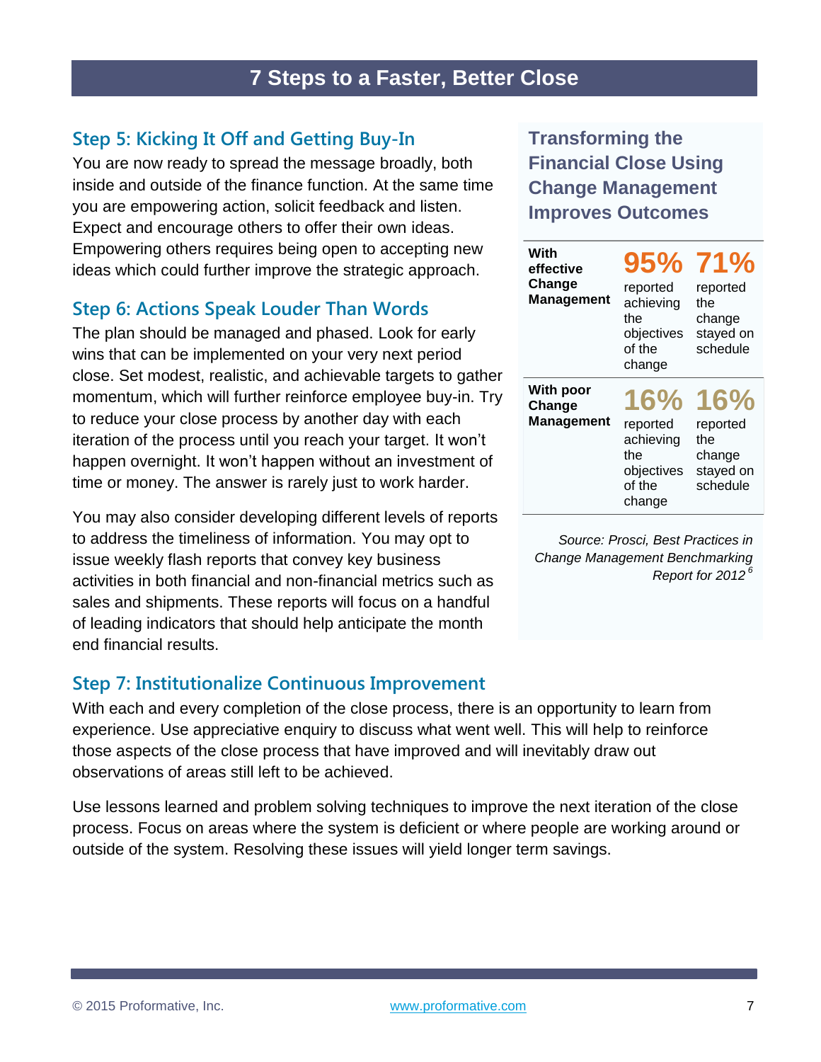# 7 Steps to a Faster, Better Close

## Step 5: Kicking It Off and Getting Buy-In

You are now ready to spread the message broadly, both inside and outside of the finance function. At the same time you are empowering action, solicit feedback and listen. Expect and encourage others to offer their own ideas. Empowering others requires being open to accepting new ideas which could further improve the strategic approach.

## Step 6: Actions Speak Louder Than Words

The plan should be managed and phased. Look for early wins that can be implemented on your very next period close. Set modest, realistic, and achievable targets to gather momentum, which will further reinforce employee buy-in. Try to reduce your close process by another day with each iteration of the process until you reach your target. It won't happen overnight. It won't happen without an investment of time or money. The answer is rarely just to work harder.

You may also consider developing different levels of reports to address the timeliness of information. You may opt to issue weekly flash reports that convey key business activities in both financial and non-financial metrics such as sales and shipments. These reports will focus on a handful of leading indicators that should help anticipate the month end financial results.

### Transforming the Financial Close Using Change Management Improves Outcomes

| | | |
|---|---|---|
| **With effective Change Management** | **95%** reported achieving the objectives of the change | **71%** reported the change stayed on schedule |
| **With poor Change Management** | **16%** reported achieving the objectives of the change | **16%** reported the change stayed on schedule |

*Source: Prosci, Best Practices in Change Management Benchmarking Report for 2012*[6]

## Step 7: Institutionalize Continuous Improvement

With each and every completion of the close process, there is an opportunity to learn from experience. Use appreciative enquiry to discuss what went well. This will help to reinforce those aspects of the close process that have improved and will inevitably draw out observations of areas still left to be achieved.

Use lessons learned and problem solving techniques to improve the next iteration of the close process. Focus on areas where the system is deficient or where people are working around or outside of the system. Resolving these issues will yield longer term savings.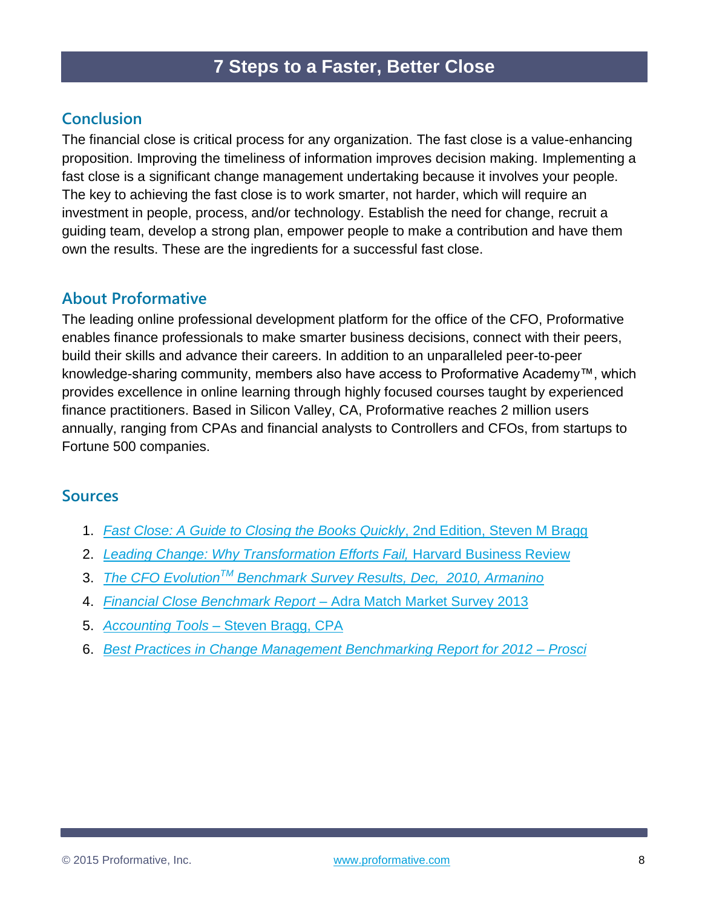# 7 Steps to a Faster, Better Close

## Conclusion

The financial close is critical process for any organization. The fast close is a value-enhancing proposition. Improving the timeliness of information improves decision making. Implementing a fast close is a significant change management undertaking because it involves your people. The key to achieving the fast close is to work smarter, not harder, which will require an investment in people, process, and/or technology. Establish the need for change, recruit a guiding team, develop a strong plan, empower people to make a contribution and have them own the results. These are the ingredients for a successful fast close.

## About Proformative

The leading online professional development platform for the office of the CFO, Proformative enables finance professionals to make smarter business decisions, connect with their peers, build their skills and advance their careers. In addition to an unparalleled peer-to-peer knowledge-sharing community, members also have access to Proformative Academy™, which provides excellence in online learning through highly focused courses taught by experienced finance practitioners. Based in Silicon Valley, CA, Proformative reaches 2 million users annually, ranging from CPAs and financial analysts to Controllers and CFOs, from startups to Fortune 500 companies.

## Sources

1. *Fast Close: A Guide to Closing the Books Quickly*, 2nd Edition, Steven M Bragg
2. *Leading Change: Why Transformation Efforts Fail,* Harvard Business Review
3. *The CFO Evolution™ Benchmark Survey Results, Dec, 2010, Armanino*
4. *Financial Close Benchmark Report* – Adra Match Market Survey 2013
5. *Accounting Tools* – Steven Bragg, CPA
6. *Best Practices in Change Management Benchmarking Report for 2012 – Prosci*